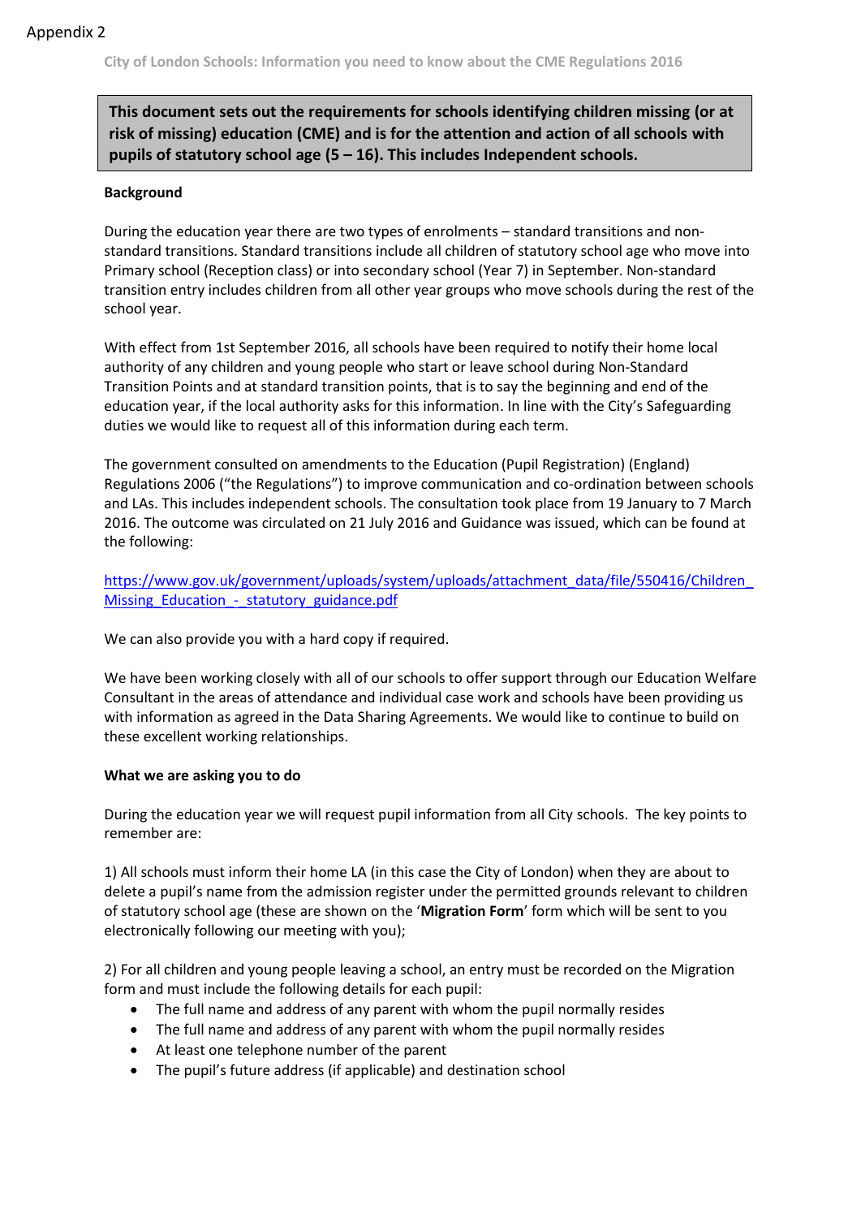Appendix 2

City of London Schools: Information you need to know about the CME Regulations 2016

**This document sets out the requirements for schools identifying children missing (or at risk of missing) education (CME) and is for the attention and action of all schools with pupils of statutory school age (5 – 16). This includes Independent schools.**

**Background**

During the education year there are two types of enrolments – standard transitions and non-standard transitions. Standard transitions include all children of statutory school age who move into Primary school (Reception class) or into secondary school (Year 7) in September. Non-standard transition entry includes children from all other year groups who move schools during the rest of the school year.

With effect from 1st September 2016, all schools have been required to notify their home local authority of any children and young people who start or leave school during Non-Standard Transition Points and at standard transition points, that is to say the beginning and end of the education year, if the local authority asks for this information. In line with the City's Safeguarding duties we would like to request all of this information during each term.

The government consulted on amendments to the Education (Pupil Registration) (England) Regulations 2006 ("the Regulations") to improve communication and co-ordination between schools and LAs. This includes independent schools. The consultation took place from 19 January to 7 March 2016. The outcome was circulated on 21 July 2016 and Guidance was issued, which can be found at the following:

https://www.gov.uk/government/uploads/system/uploads/attachment_data/file/550416/Children_Missing_Education_-_statutory_guidance.pdf

We can also provide you with a hard copy if required.

We have been working closely with all of our schools to offer support through our Education Welfare Consultant in the areas of attendance and individual case work and schools have been providing us with information as agreed in the Data Sharing Agreements. We would like to continue to build on these excellent working relationships.

**What we are asking you to do**

During the education year we will request pupil information from all City schools. The key points to remember are:

1) All schools must inform their home LA (in this case the City of London) when they are about to delete a pupil's name from the admission register under the permitted grounds relevant to children of statutory school age (these are shown on the '**Migration Form**' form which will be sent to you electronically following our meeting with you);

2) For all children and young people leaving a school, an entry must be recorded on the Migration form and must include the following details for each pupil:

- The full name and address of any parent with whom the pupil normally resides
- The full name and address of any parent with whom the pupil normally resides
- At least one telephone number of the parent
- The pupil's future address (if applicable) and destination school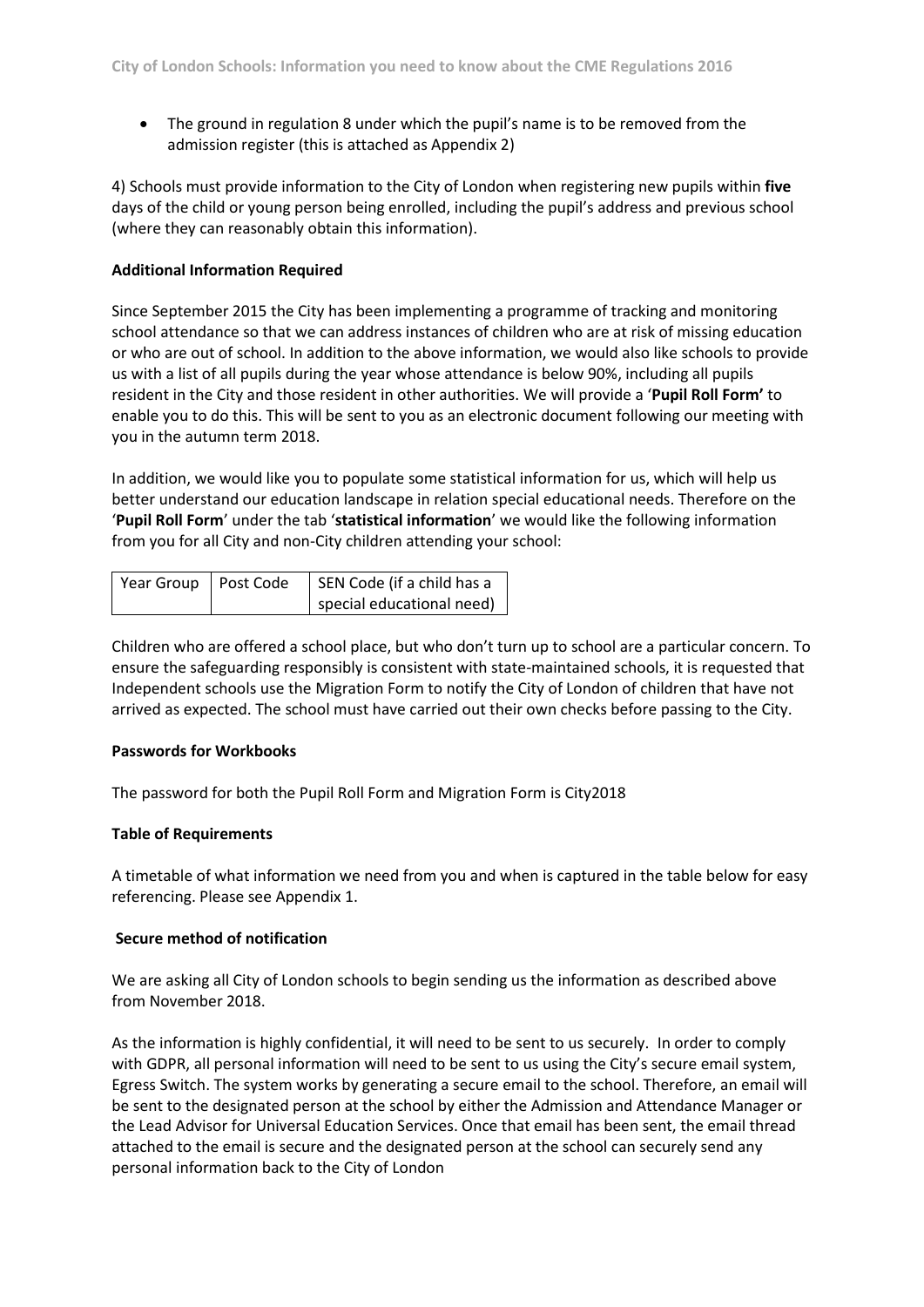- The ground in regulation 8 under which the pupil's name is to be removed from the admission register (this is attached as Appendix 2)

4) Schools must provide information to the City of London when registering new pupils within **five** days of the child or young person being enrolled, including the pupil's address and previous school (where they can reasonably obtain this information).

**Additional Information Required**

Since September 2015 the City has been implementing a programme of tracking and monitoring school attendance so that we can address instances of children who are at risk of missing education or who are out of school. In addition to the above information, we would also like schools to provide us with a list of all pupils during the year whose attendance is below 90%, including all pupils resident in the City and those resident in other authorities. We will provide a '**Pupil Roll Form'** to enable you to do this. This will be sent to you as an electronic document following our meeting with you in the autumn term 2018.

In addition, we would like you to populate some statistical information for us, which will help us better understand our education landscape in relation special educational needs. Therefore on the '**Pupil Roll Form**' under the tab '**statistical information**' we would like the following information from you for all City and non-City children attending your school:

| Year Group | Post Code | SEN Code (if a child has a special educational need) |
|---|---|---|

Children who are offered a school place, but who don't turn up to school are a particular concern. To ensure the safeguarding responsibly is consistent with state-maintained schools, it is requested that Independent schools use the Migration Form to notify the City of London of children that have not arrived as expected. The school must have carried out their own checks before passing to the City.

**Passwords for Workbooks**

The password for both the Pupil Roll Form and Migration Form is City2018

**Table of Requirements**

A timetable of what information we need from you and when is captured in the table below for easy referencing. Please see Appendix 1.

**Secure method of notification**

We are asking all City of London schools to begin sending us the information as described above from November 2018.

As the information is highly confidential, it will need to be sent to us securely. In order to comply with GDPR, all personal information will need to be sent to us using the City's secure email system, Egress Switch. The system works by generating a secure email to the school. Therefore, an email will be sent to the designated person at the school by either the Admission and Attendance Manager or the Lead Advisor for Universal Education Services. Once that email has been sent, the email thread attached to the email is secure and the designated person at the school can securely send any personal information back to the City of London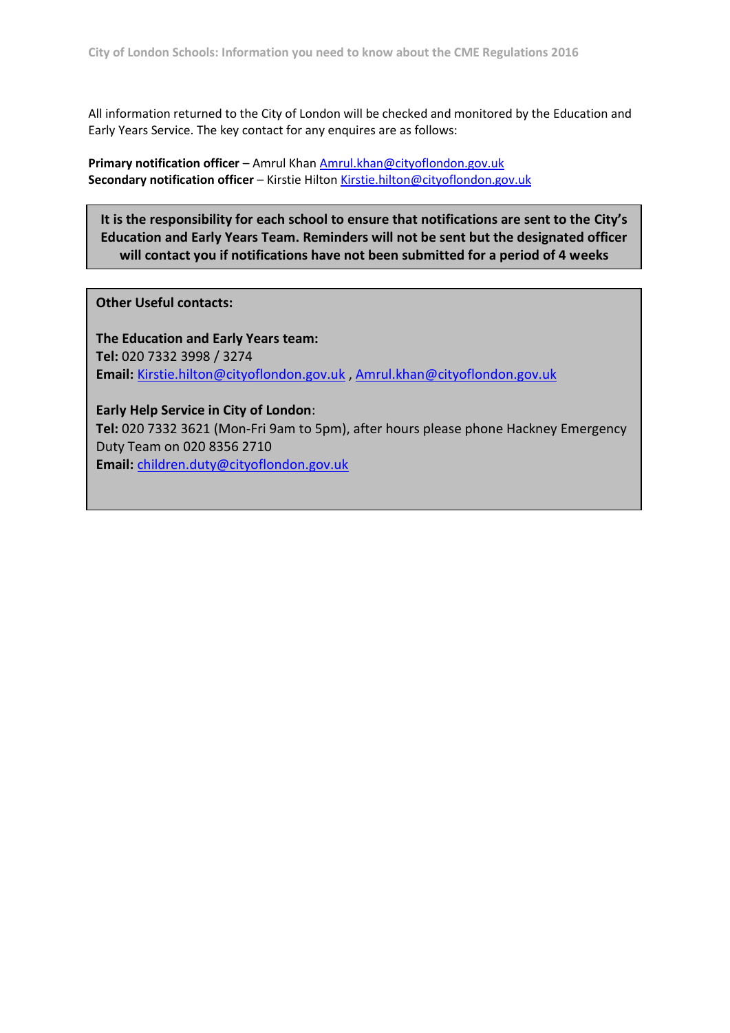All information returned to the City of London will be checked and monitored by the Education and Early Years Service. The key contact for any enquires are as follows:

**Primary notification officer** – Amrul Khan Amrul.khan@cityoflondon.gov.uk
**Secondary notification officer** – Kirstie Hilton Kirstie.hilton@cityoflondon.gov.uk

**It is the responsibility for each school to ensure that notifications are sent to the City's Education and Early Years Team. Reminders will not be sent but the designated officer will contact you if notifications have not been submitted for a period of 4 weeks**

**Other Useful contacts:**

**The Education and Early Years team:**
**Tel:** 020 7332 3998 / 3274
**Email:** Kirstie.hilton@cityoflondon.gov.uk , Amrul.khan@cityoflondon.gov.uk

**Early Help Service in City of London**:
**Tel:** 020 7332 3621 (Mon-Fri 9am to 5pm), after hours please phone Hackney Emergency Duty Team on 020 8356 2710
**Email:** children.duty@cityoflondon.gov.uk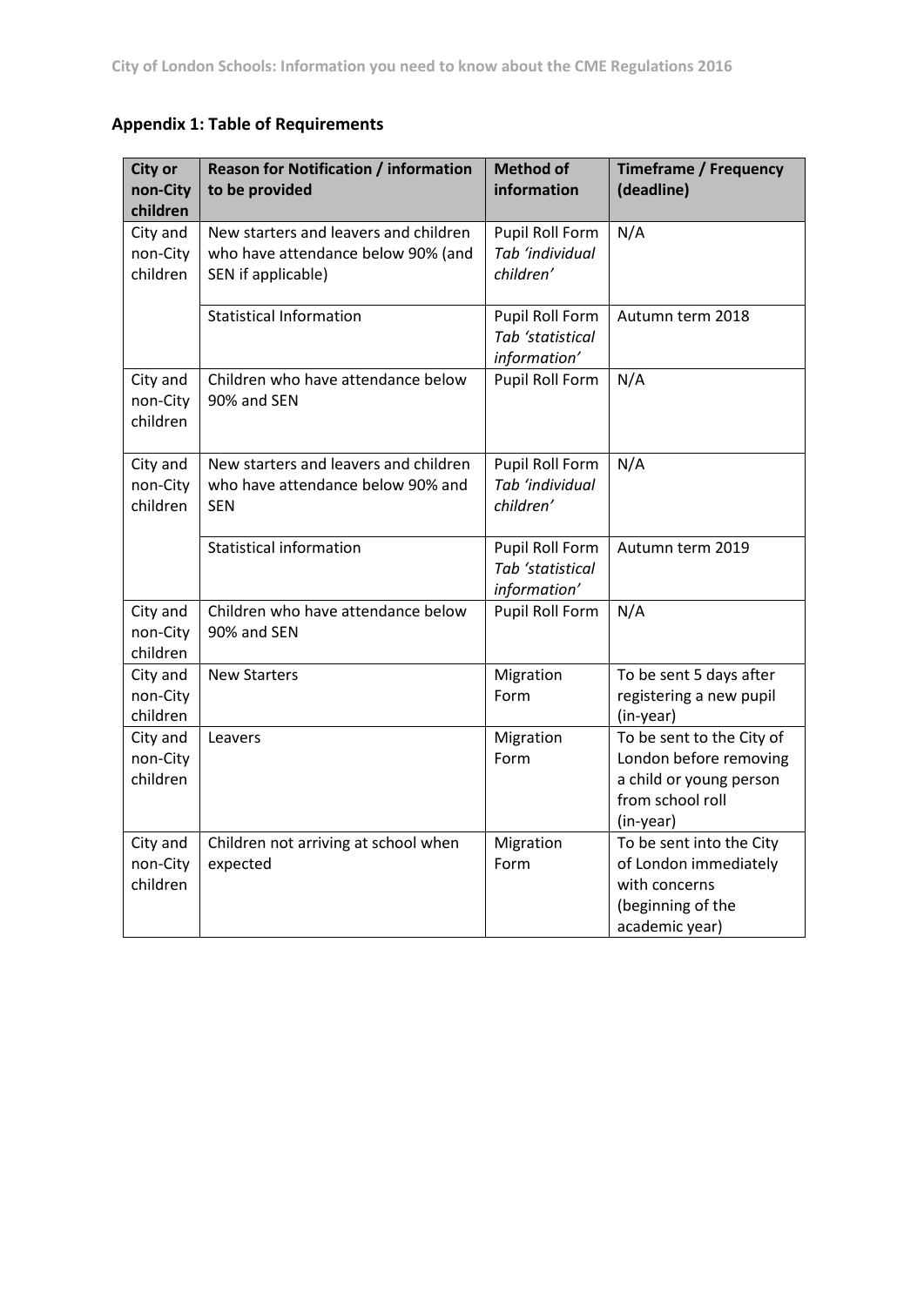## Appendix 1: Table of Requirements

| City or non-City children | Reason for Notification / information to be provided | Method of information | Timeframe / Frequency (deadline) |
|---|---|---|---|
| City and non-City children | New starters and leavers and children who have attendance below 90% (and SEN if applicable) | Pupil Roll Form *Tab 'individual children'* | N/A |
| | Statistical Information | Pupil Roll Form *Tab 'statistical information'* | Autumn term 2018 |
| City and non-City children | Children who have attendance below 90% and SEN | Pupil Roll Form | N/A |
| City and non-City children | New starters and leavers and children who have attendance below 90% and SEN | Pupil Roll Form *Tab 'individual children'* | N/A |
| | Statistical information | Pupil Roll Form *Tab 'statistical information'* | Autumn term 2019 |
| City and non-City children | Children who have attendance below 90% and SEN | Pupil Roll Form | N/A |
| City and non-City children | New Starters | Migration Form | To be sent 5 days after registering a new pupil (in-year) |
| City and non-City children | Leavers | Migration Form | To be sent to the City of London before removing a child or young person from school roll (in-year) |
| City and non-City children | Children not arriving at school when expected | Migration Form | To be sent into the City of London immediately with concerns (beginning of the academic year) |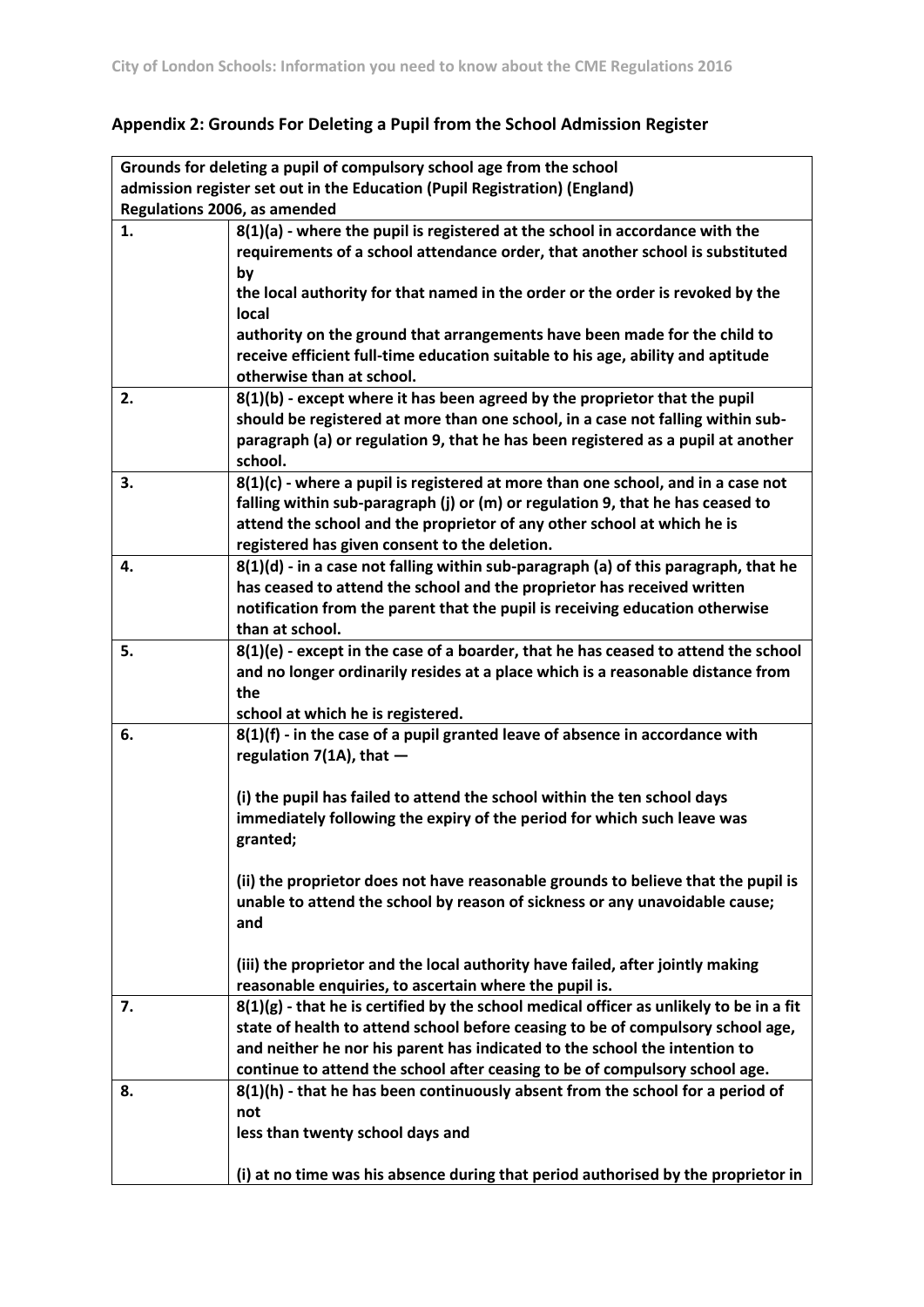## Appendix 2: Grounds For Deleting a Pupil from the School Admission Register

| Grounds for deleting a pupil of compulsory school age from the school admission register set out in the Education (Pupil Registration) (England) Regulations 2006, as amended | |
|---|---|
| 1. | 8(1)(a) - where the pupil is registered at the school in accordance with the requirements of a school attendance order, that another school is substituted by the local authority for that named in the order or the order is revoked by the local authority on the ground that arrangements have been made for the child to receive efficient full-time education suitable to his age, ability and aptitude otherwise than at school. |
| 2. | 8(1)(b) - except where it has been agreed by the proprietor that the pupil should be registered at more than one school, in a case not falling within sub-paragraph (a) or regulation 9, that he has been registered as a pupil at another school. |
| 3. | 8(1)(c) - where a pupil is registered at more than one school, and in a case not falling within sub-paragraph (j) or (m) or regulation 9, that he has ceased to attend the school and the proprietor of any other school at which he is registered has given consent to the deletion. |
| 4. | 8(1)(d) - in a case not falling within sub-paragraph (a) of this paragraph, that he has ceased to attend the school and the proprietor has received written notification from the parent that the pupil is receiving education otherwise than at school. |
| 5. | 8(1)(e) - except in the case of a boarder, that he has ceased to attend the school and no longer ordinarily resides at a place which is a reasonable distance from the school at which he is registered. |
| 6. | 8(1)(f) - in the case of a pupil granted leave of absence in accordance with regulation 7(1A), that —<br><br>(i) the pupil has failed to attend the school within the ten school days immediately following the expiry of the period for which such leave was granted;<br><br>(ii) the proprietor does not have reasonable grounds to believe that the pupil is unable to attend the school by reason of sickness or any unavoidable cause; and<br><br>(iii) the proprietor and the local authority have failed, after jointly making reasonable enquiries, to ascertain where the pupil is. |
| 7. | 8(1)(g) - that he is certified by the school medical officer as unlikely to be in a fit state of health to attend school before ceasing to be of compulsory school age, and neither he nor his parent has indicated to the school the intention to continue to attend the school after ceasing to be of compulsory school age. |
| 8. | 8(1)(h) - that he has been continuously absent from the school for a period of not less than twenty school days and<br><br>(i) at no time was his absence during that period authorised by the proprietor in |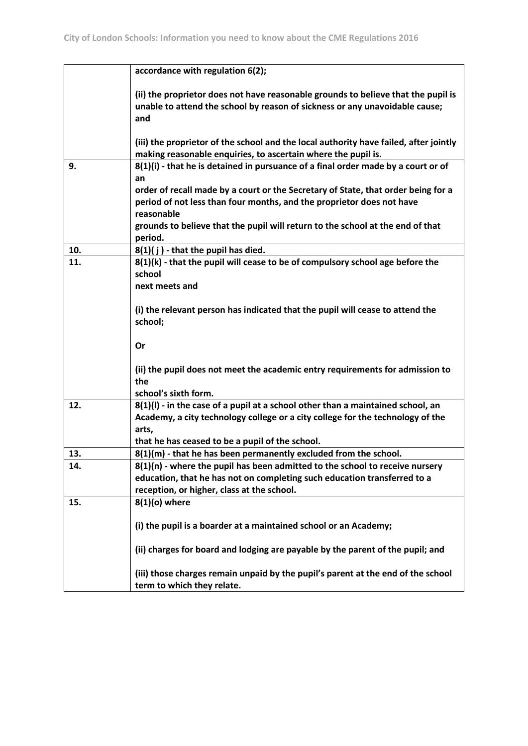| | |
|---|---|
| | **accordance with regulation 6(2);**<br><br>**(ii) the proprietor does not have reasonable grounds to believe that the pupil is unable to attend the school by reason of sickness or any unavoidable cause; and**<br><br>**(iii) the proprietor of the school and the local authority have failed, after jointly making reasonable enquiries, to ascertain where the pupil is.** |
| **9.** | **8(1)(i) - that he is detained in pursuance of a final order made by a court or of an**<br>**order of recall made by a court or the Secretary of State, that order being for a period of not less than four months, and the proprietor does not have reasonable**<br>**grounds to believe that the pupil will return to the school at the end of that period.** |
| **10.** | **8(1)( j ) - that the pupil has died.** |
| **11.** | **8(1)(k) - that the pupil will cease to be of compulsory school age before the school**<br>**next meets and**<br><br>**(i) the relevant person has indicated that the pupil will cease to attend the school;**<br><br>**Or**<br><br>**(ii) the pupil does not meet the academic entry requirements for admission to the**<br>**school's sixth form.** |
| **12.** | **8(1)(l) - in the case of a pupil at a school other than a maintained school, an Academy, a city technology college or a city college for the technology of the arts,**<br>**that he has ceased to be a pupil of the school.** |
| **13.** | **8(1)(m) - that he has been permanently excluded from the school.** |
| **14.** | **8(1)(n) - where the pupil has been admitted to the school to receive nursery education, that he has not on completing such education transferred to a reception, or higher, class at the school.** |
| **15.** | **8(1)(o) where**<br><br>**(i) the pupil is a boarder at a maintained school or an Academy;**<br><br>**(ii) charges for board and lodging are payable by the parent of the pupil; and**<br><br>**(iii) those charges remain unpaid by the pupil's parent at the end of the school term to which they relate.** |